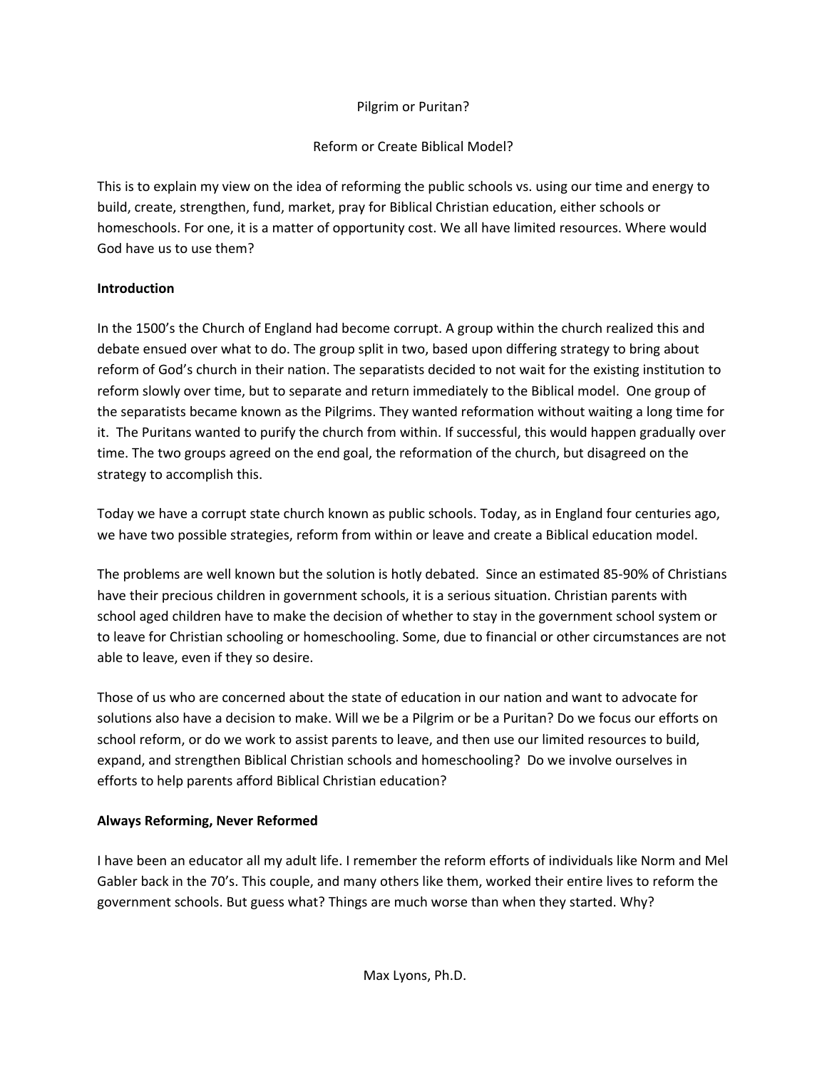# Pilgrim or Puritan?

## Reform or Create Biblical Model?

This is to explain my view on the idea of reforming the public schools vs. using our time and energy to build, create, strengthen, fund, market, pray for Biblical Christian education, either schools or homeschools. For one, it is a matter of opportunity cost. We all have limited resources. Where would God have us to use them?

### Introduction

In the 1500's the Church of England had become corrupt. A group within the church realized this and debate ensued over what to do. The group split in two, based upon differing strategy to bring about reform of God's church in their nation. The separatists decided to not wait for the existing institution to reform slowly over time, but to separate and return immediately to the Biblical model. One group of the separatists became known as the Pilgrims. They wanted reformation without waiting a long time for it. The Puritans wanted to purify the church from within. If successful, this would happen gradually over time. The two groups agreed on the end goal, the reformation of the church, but disagreed on the strategy to accomplish this.

Today we have a corrupt state church known as public schools. Today, as in England four centuries ago, we have two possible strategies, reform from within or leave and create a Biblical education model.

The problems are well known but the solution is hotly debated. Since an estimated 85-90% of Christians have their precious children in government schools, it is a serious situation. Christian parents with school aged children have to make the decision of whether to stay in the government school system or to leave for Christian schooling or homeschooling. Some, due to financial or other circumstances are not able to leave, even if they so desire.

Those of us who are concerned about the state of education in our nation and want to advocate for solutions also have a decision to make. Will we be a Pilgrim or be a Puritan? Do we focus our efforts on school reform, or do we work to assist parents to leave, and then use our limited resources to build, expand, and strengthen Biblical Christian schools and homeschooling? Do we involve ourselves in efforts to help parents afford Biblical Christian education?

### Always Reforming, Never Reformed

I have been an educator all my adult life. I remember the reform efforts of individuals like Norm and Mel Gabler back in the 70's. This couple, and many others like them, worked their entire lives to reform the government schools. But guess what? Things are much worse than when they started. Why?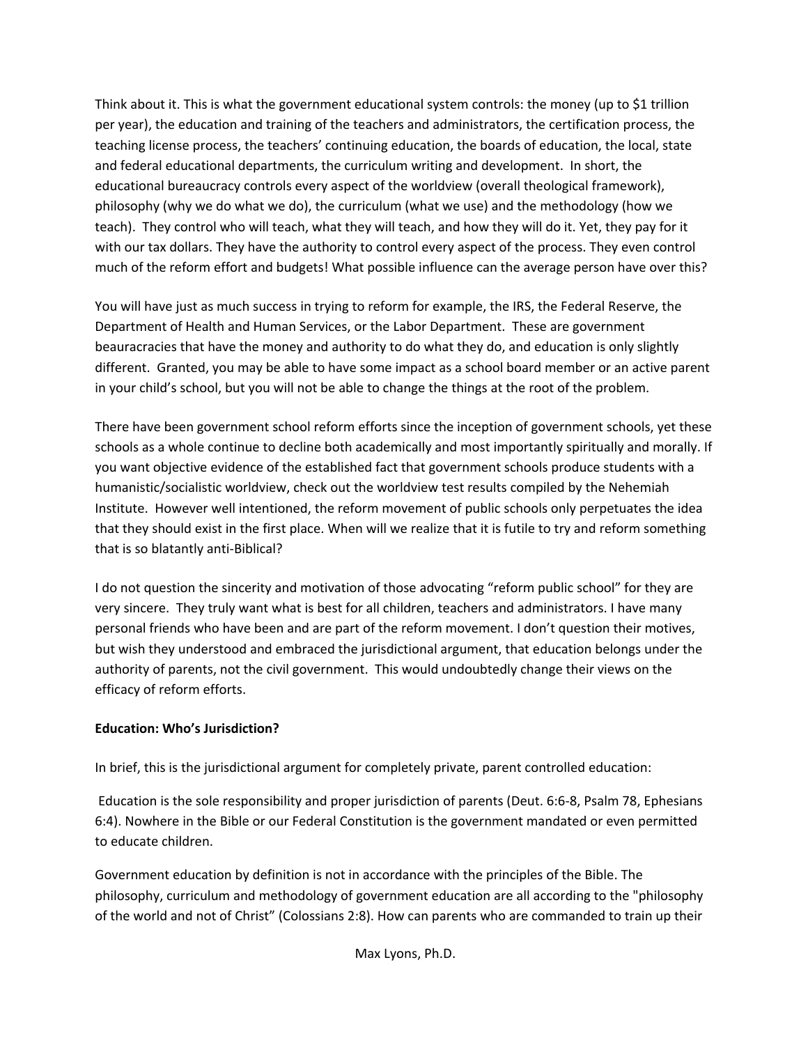Think about it. This is what the government educational system controls: the money (up to $1 trillion per year), the education and training of the teachers and administrators, the certification process, the teaching license process, the teachers' continuing education, the boards of education, the local, state and federal educational departments, the curriculum writing and development. In short, the educational bureaucracy controls every aspect of the worldview (overall theological framework), philosophy (why we do what we do), the curriculum (what we use) and the methodology (how we teach). They control who will teach, what they will teach, and how they will do it. Yet, they pay for it with our tax dollars. They have the authority to control every aspect of the process. They even control much of the reform effort and budgets! What possible influence can the average person have over this?

You will have just as much success in trying to reform for example, the IRS, the Federal Reserve, the Department of Health and Human Services, or the Labor Department. These are government beauracracies that have the money and authority to do what they do, and education is only slightly different. Granted, you may be able to have some impact as a school board member or an active parent in your child's school, but you will not be able to change the things at the root of the problem.

There have been government school reform efforts since the inception of government schools, yet these schools as a whole continue to decline both academically and most importantly spiritually and morally. If you want objective evidence of the established fact that government schools produce students with a humanistic/socialistic worldview, check out the worldview test results compiled by the Nehemiah Institute. However well intentioned, the reform movement of public schools only perpetuates the idea that they should exist in the first place. When will we realize that it is futile to try and reform something that is so blatantly anti-Biblical?

I do not question the sincerity and motivation of those advocating "reform public school" for they are very sincere. They truly want what is best for all children, teachers and administrators. I have many personal friends who have been and are part of the reform movement. I don't question their motives, but wish they understood and embraced the jurisdictional argument, that education belongs under the authority of parents, not the civil government. This would undoubtedly change their views on the efficacy of reform efforts.

**Education: Who's Jurisdiction?**

In brief, this is the jurisdictional argument for completely private, parent controlled education:

Education is the sole responsibility and proper jurisdiction of parents (Deut. 6:6-8, Psalm 78, Ephesians 6:4). Nowhere in the Bible or our Federal Constitution is the government mandated or even permitted to educate children.

Government education by definition is not in accordance with the principles of the Bible. The philosophy, curriculum and methodology of government education are all according to the "philosophy of the world and not of Christ" (Colossians 2:8). How can parents who are commanded to train up their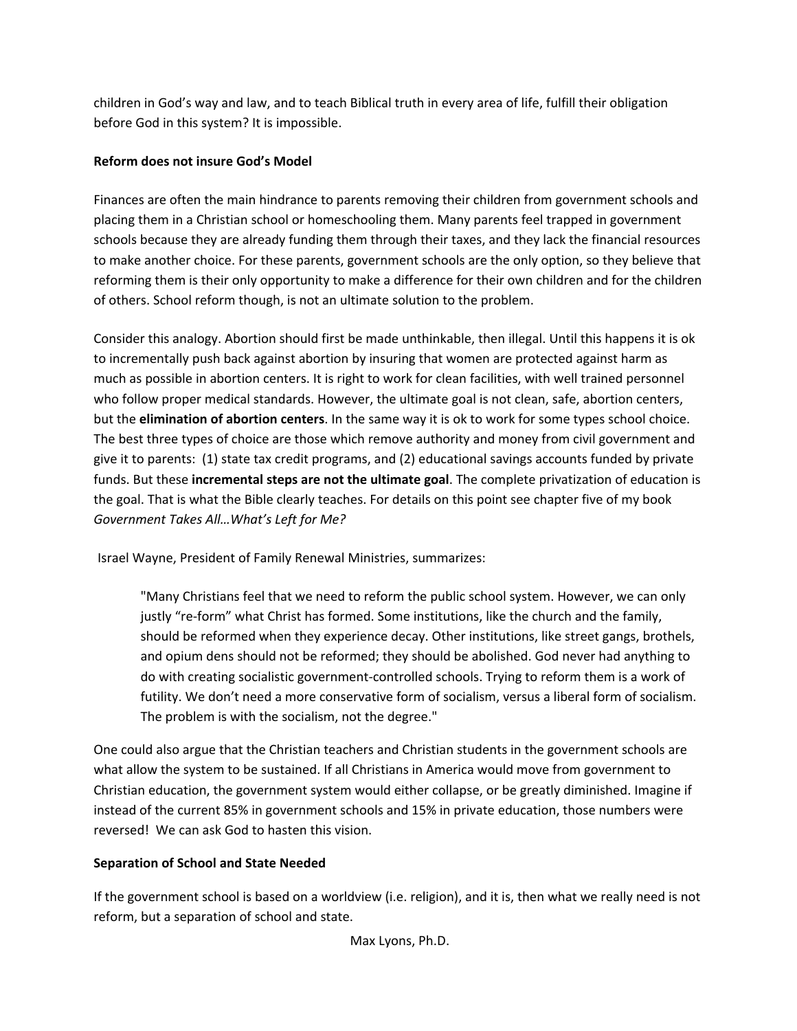children in God's way and law, and to teach Biblical truth in every area of life, fulfill their obligation before God in this system? It is impossible.

**Reform does not insure God's Model**

Finances are often the main hindrance to parents removing their children from government schools and placing them in a Christian school or homeschooling them. Many parents feel trapped in government schools because they are already funding them through their taxes, and they lack the financial resources to make another choice. For these parents, government schools are the only option, so they believe that reforming them is their only opportunity to make a difference for their own children and for the children of others. School reform though, is not an ultimate solution to the problem.

Consider this analogy. Abortion should first be made unthinkable, then illegal. Until this happens it is ok to incrementally push back against abortion by insuring that women are protected against harm as much as possible in abortion centers. It is right to work for clean facilities, with well trained personnel who follow proper medical standards. However, the ultimate goal is not clean, safe, abortion centers, but the **elimination of abortion centers**. In the same way it is ok to work for some types school choice. The best three types of choice are those which remove authority and money from civil government and give it to parents: (1) state tax credit programs, and (2) educational savings accounts funded by private funds. But these **incremental steps are not the ultimate goal**. The complete privatization of education is the goal. That is what the Bible clearly teaches. For details on this point see chapter five of my book *Government Takes All…What's Left for Me?*

Israel Wayne, President of Family Renewal Ministries, summarizes:

> "Many Christians feel that we need to reform the public school system. However, we can only justly "re-form" what Christ has formed. Some institutions, like the church and the family, should be reformed when they experience decay. Other institutions, like street gangs, brothels, and opium dens should not be reformed; they should be abolished. God never had anything to do with creating socialistic government-controlled schools. Trying to reform them is a work of futility. We don't need a more conservative form of socialism, versus a liberal form of socialism. The problem is with the socialism, not the degree."

One could also argue that the Christian teachers and Christian students in the government schools are what allow the system to be sustained. If all Christians in America would move from government to Christian education, the government system would either collapse, or be greatly diminished. Imagine if instead of the current 85% in government schools and 15% in private education, those numbers were reversed! We can ask God to hasten this vision.

**Separation of School and State Needed**

If the government school is based on a worldview (i.e. religion), and it is, then what we really need is not reform, but a separation of school and state.

Max Lyons, Ph.D.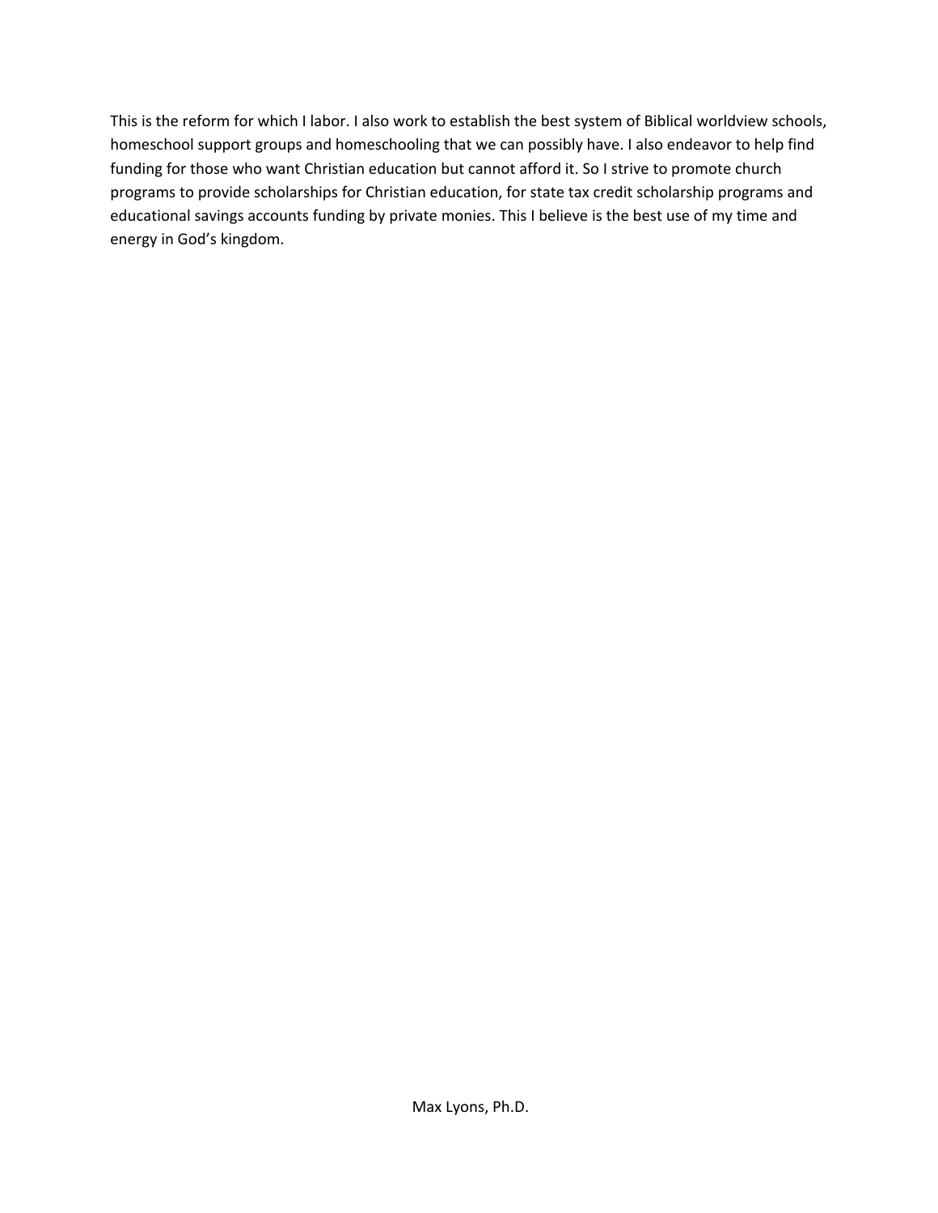This is the reform for which I labor. I also work to establish the best system of Biblical worldview schools, homeschool support groups and homeschooling that we can possibly have. I also endeavor to help find funding for those who want Christian education but cannot afford it. So I strive to promote church programs to provide scholarships for Christian education, for state tax credit scholarship programs and educational savings accounts funding by private monies. This I believe is the best use of my time and energy in God's kingdom.

Max Lyons, Ph.D.